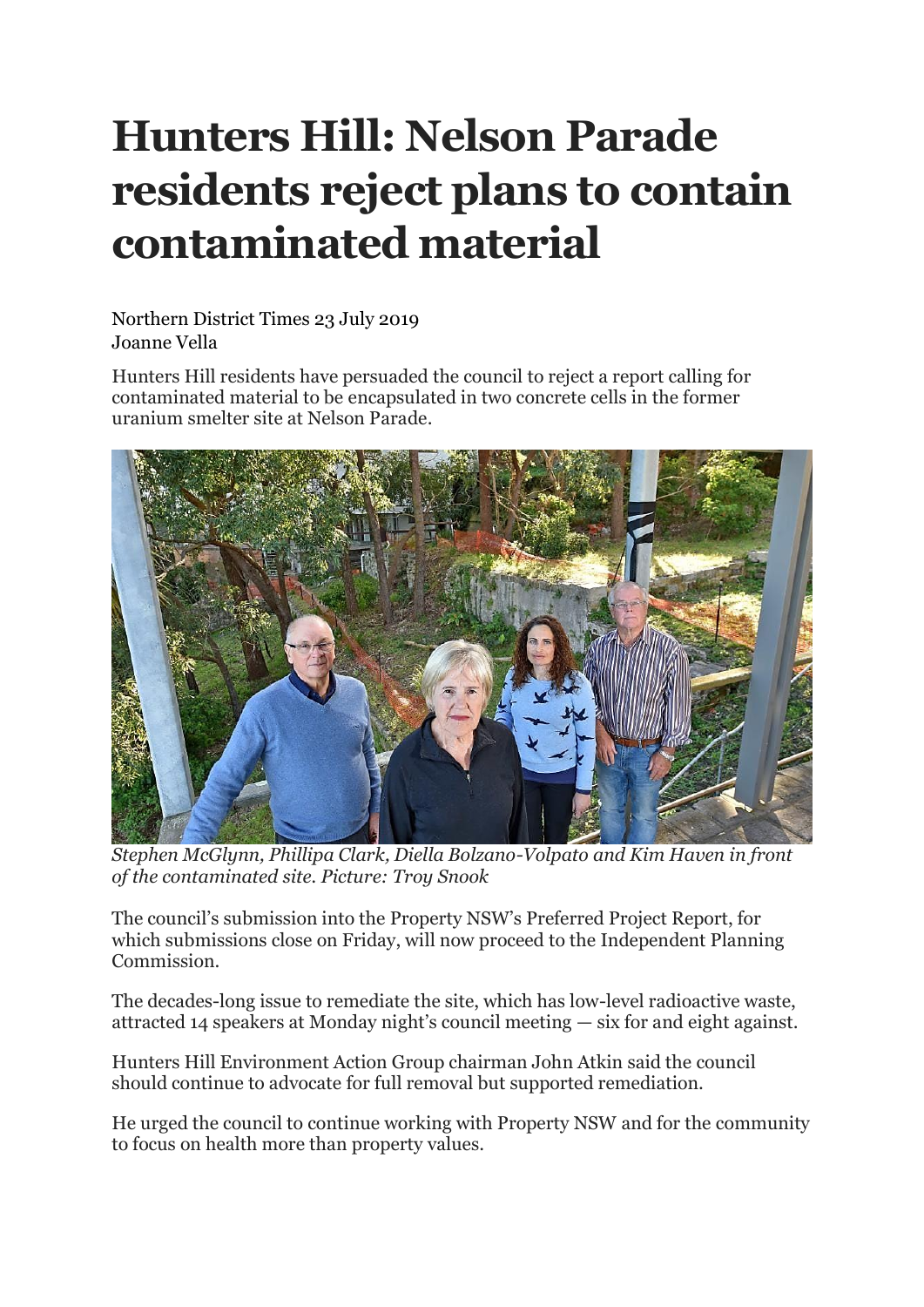# Hunters Hill: Nelson Parade residents reject plans to contain contaminated material

Northern District Times 23 July 2019
Joanne Vella

Hunters Hill residents have persuaded the council to reject a report calling for contaminated material to be encapsulated in two concrete cells in the former uranium smelter site at Nelson Parade.

*Stephen McGlynn, Phillipa Clark, Diella Bolzano-Volpato and Kim Haven in front of the contaminated site. Picture: Troy Snook*

The council's submission into the Property NSW's Preferred Project Report, for which submissions close on Friday, will now proceed to the Independent Planning Commission.

The decades-long issue to remediate the site, which has low-level radioactive waste, attracted 14 speakers at Monday night's council meeting — six for and eight against.

Hunters Hill Environment Action Group chairman John Atkin said the council should continue to advocate for full removal but supported remediation.

He urged the council to continue working with Property NSW and for the community to focus on health more than property values.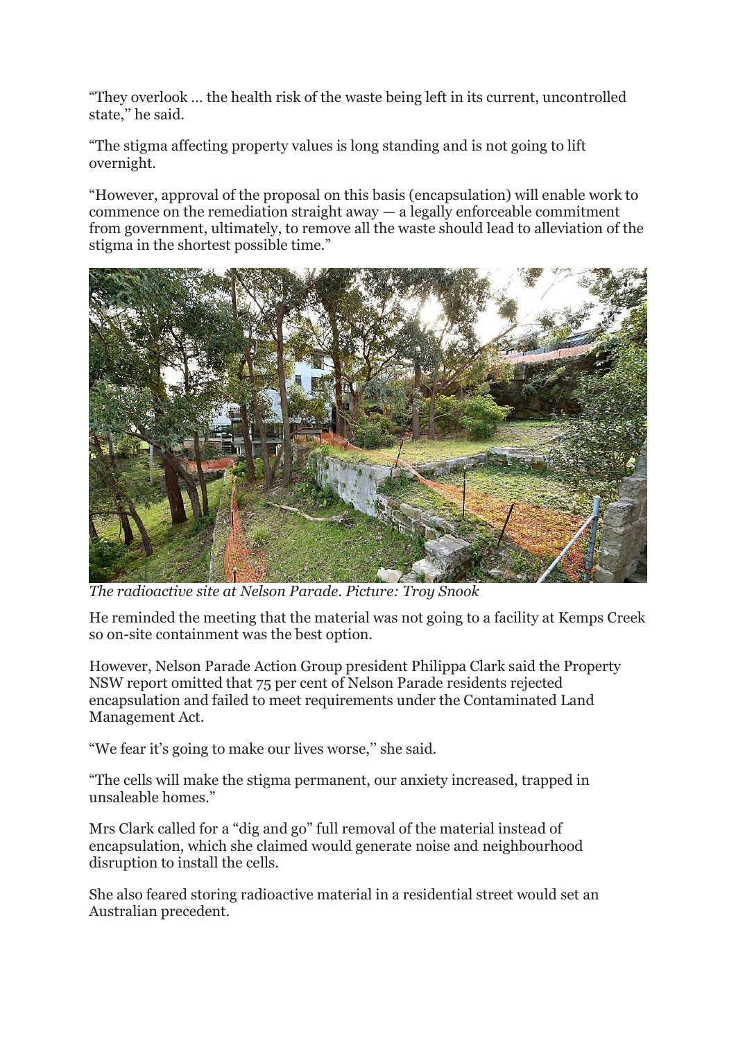"They overlook … the health risk of the waste being left in its current, uncontrolled state," he said.

"The stigma affecting property values is long standing and is not going to lift overnight.

"However, approval of the proposal on this basis (encapsulation) will enable work to commence on the remediation straight away — a legally enforceable commitment from government, ultimately, to remove all the waste should lead to alleviation of the stigma in the shortest possible time."

*The radioactive site at Nelson Parade. Picture: Troy Snook*

He reminded the meeting that the material was not going to a facility at Kemps Creek so on-site containment was the best option.

However, Nelson Parade Action Group president Philippa Clark said the Property NSW report omitted that 75 per cent of Nelson Parade residents rejected encapsulation and failed to meet requirements under the Contaminated Land Management Act.

"We fear it's going to make our lives worse," she said.

"The cells will make the stigma permanent, our anxiety increased, trapped in unsaleable homes."

Mrs Clark called for a "dig and go" full removal of the material instead of encapsulation, which she claimed would generate noise and neighbourhood disruption to install the cells.

She also feared storing radioactive material in a residential street would set an Australian precedent.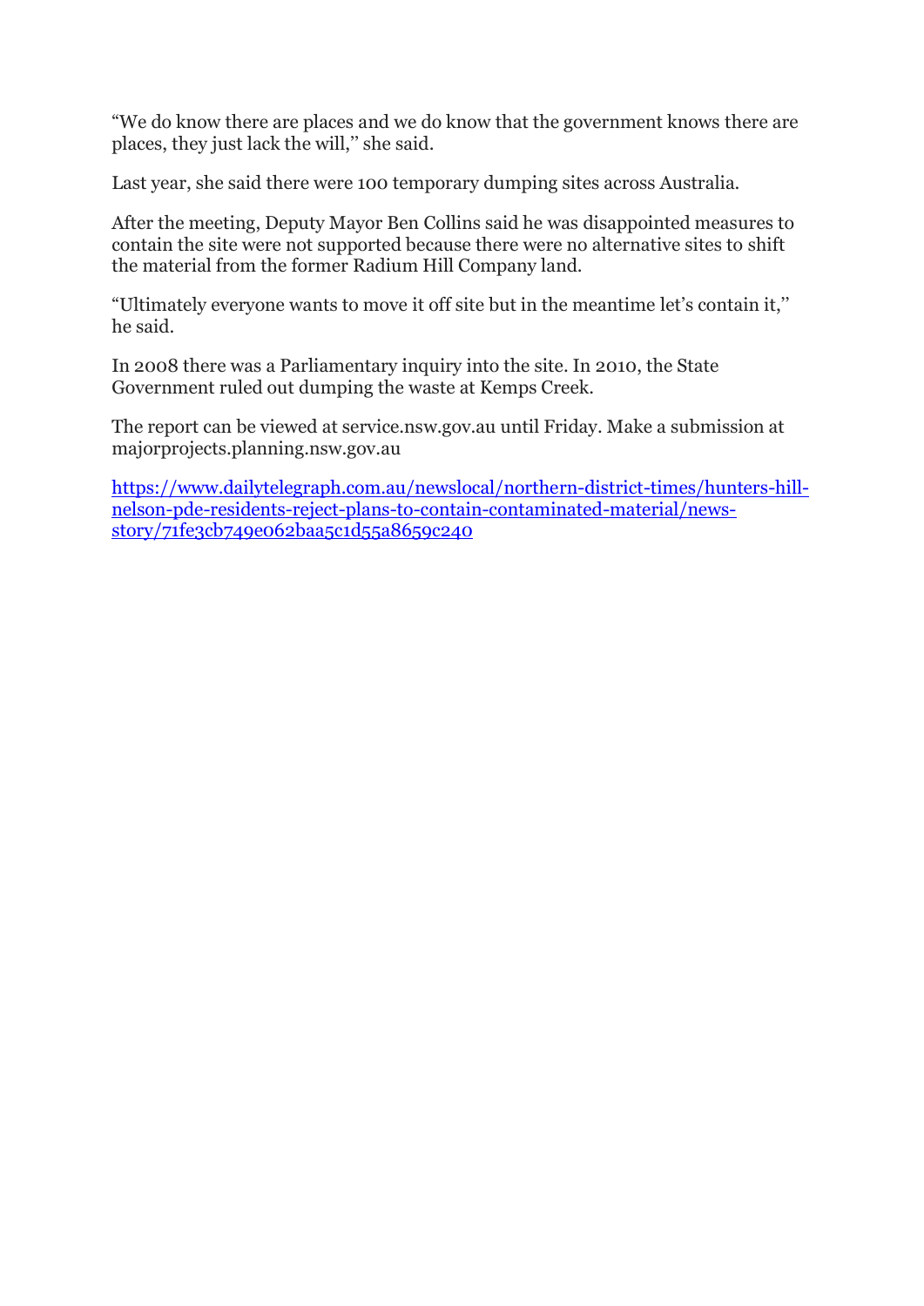"We do know there are places and we do know that the government knows there are places, they just lack the will," she said.

Last year, she said there were 100 temporary dumping sites across Australia.

After the meeting, Deputy Mayor Ben Collins said he was disappointed measures to contain the site were not supported because there were no alternative sites to shift the material from the former Radium Hill Company land.

"Ultimately everyone wants to move it off site but in the meantime let's contain it," he said.

In 2008 there was a Parliamentary inquiry into the site. In 2010, the State Government ruled out dumping the waste at Kemps Creek.

The report can be viewed at service.nsw.gov.au until Friday. Make a submission at majorprojects.planning.nsw.gov.au

https://www.dailytelegraph.com.au/newslocal/northern-district-times/hunters-hill-nelson-pde-residents-reject-plans-to-contain-contaminated-material/news-story/71fe3cb749e062baa5c1d55a8659c240